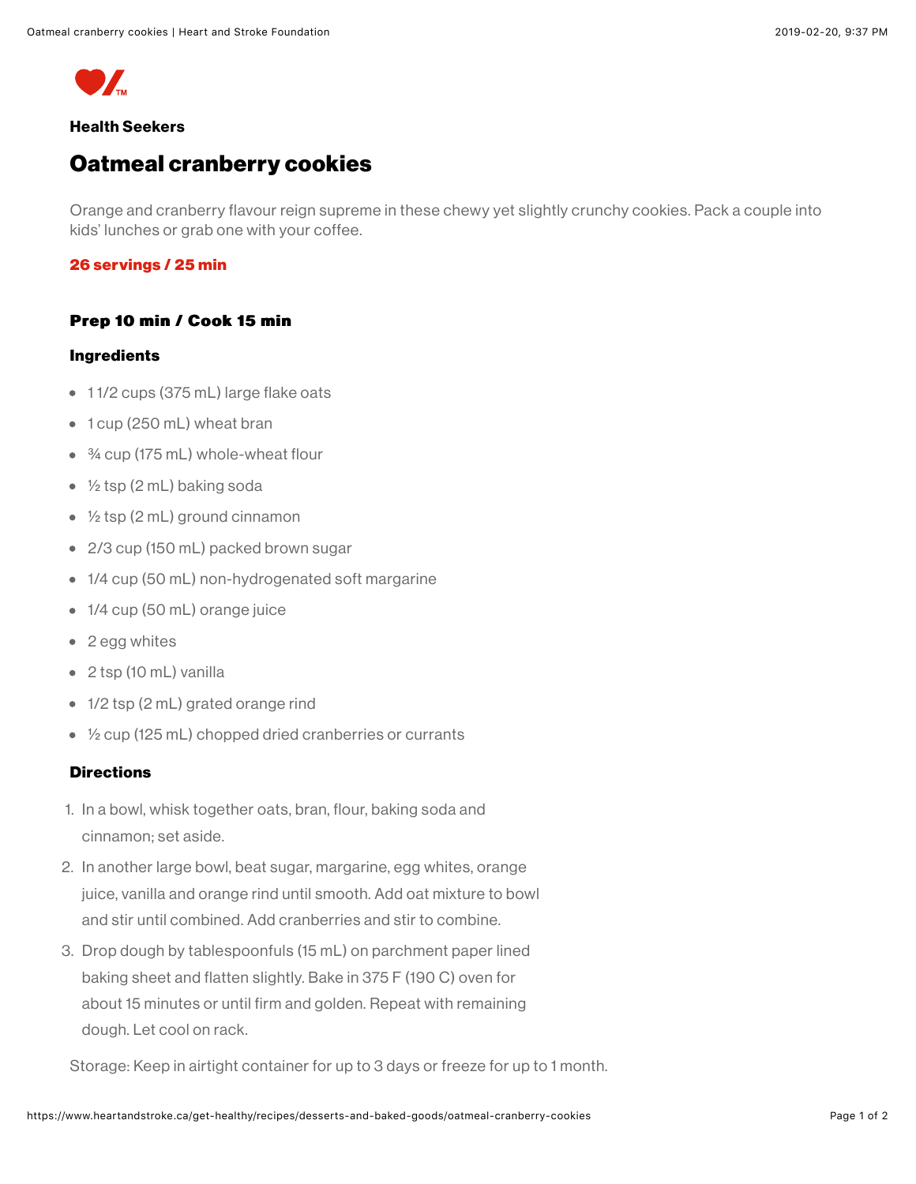**Health Seekers**

# Oatmeal cranberry cookies

Orange and cranberry flavour reign supreme in these chewy yet slightly crunchy cookies. Pack a couple into kids' lunches or grab one with your coffee.

**26 servings / 25 min**

### Prep 10 min / Cook 15 min

#### Ingredients

- 1 1/2 cups (375 mL) large flake oats
- 1 cup (250 mL) wheat bran
- ¾ cup (175 mL) whole-wheat flour
- ½ tsp (2 mL) baking soda
- ½ tsp (2 mL) ground cinnamon
- 2/3 cup (150 mL) packed brown sugar
- 1/4 cup (50 mL) non-hydrogenated soft margarine
- 1/4 cup (50 mL) orange juice
- 2 egg whites
- 2 tsp (10 mL) vanilla
- 1/2 tsp (2 mL) grated orange rind
- ½ cup (125 mL) chopped dried cranberries or currants

#### Directions

1. In a bowl, whisk together oats, bran, flour, baking soda and cinnamon; set aside.
2. In another large bowl, beat sugar, margarine, egg whites, orange juice, vanilla and orange rind until smooth. Add oat mixture to bowl and stir until combined. Add cranberries and stir to combine.
3. Drop dough by tablespoonfuls (15 mL) on parchment paper lined baking sheet and flatten slightly. Bake in 375 F (190 C) oven for about 15 minutes or until firm and golden. Repeat with remaining dough. Let cool on rack.

Storage: Keep in airtight container for up to 3 days or freeze for up to 1 month.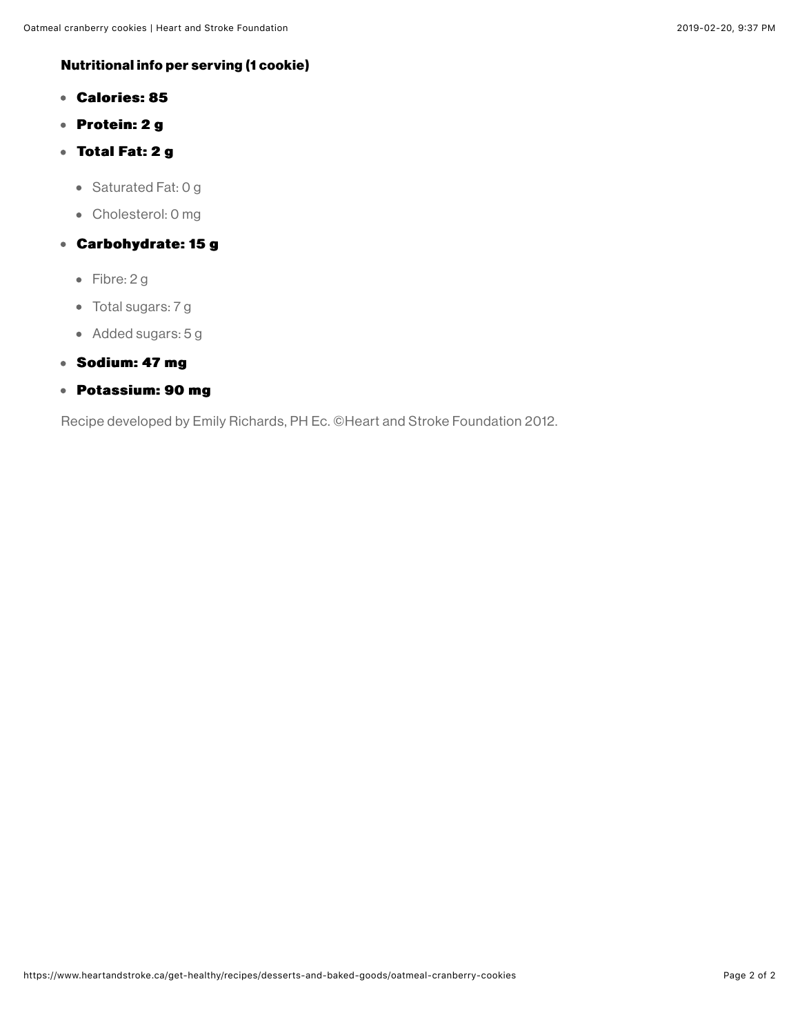#### Nutritional info per serving (1 cookie)

- **Calories: 85**
- **Protein: 2 g**
- **Total Fat: 2 g**
  - Saturated Fat: 0 g
  - Cholesterol: 0 mg
- **Carbohydrate: 15 g**
  - Fibre: 2 g
  - Total sugars: 7 g
  - Added sugars: 5 g
- **Sodium: 47 mg**
- **Potassium: 90 mg**

Recipe developed by Emily Richards, PH Ec. ©Heart and Stroke Foundation 2012.